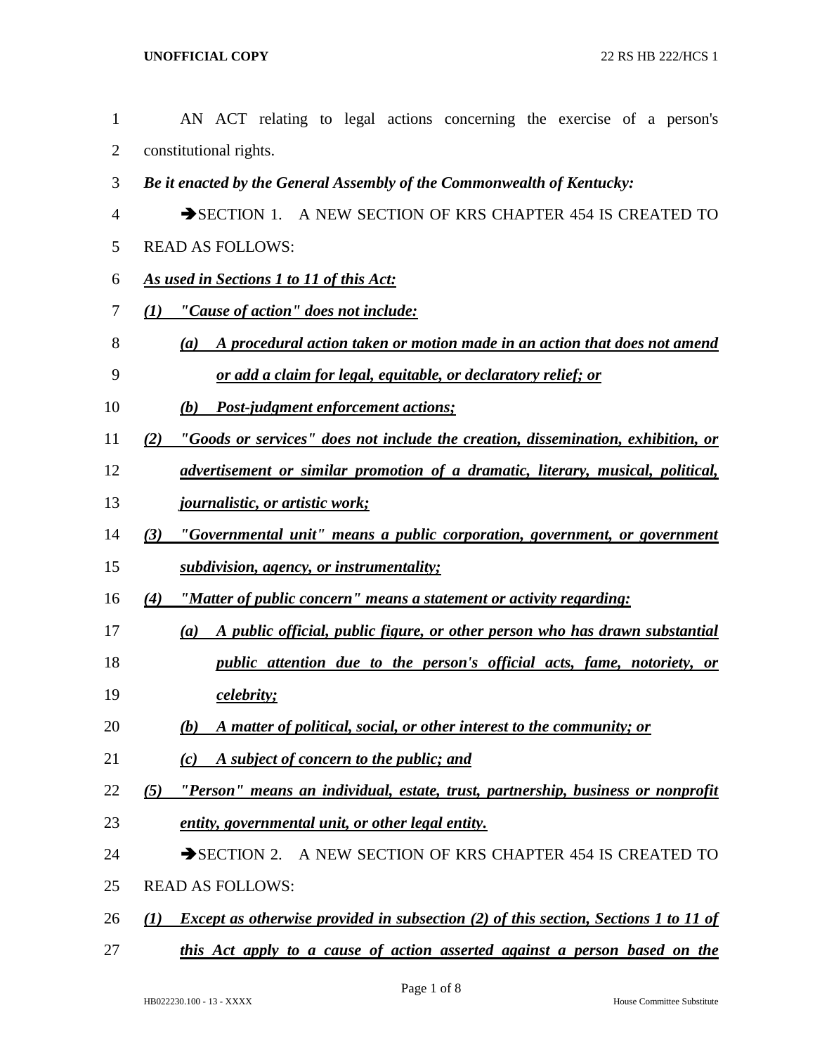AN ACT relating to legal actions concerning the exercise of a person's constitutional rights.

***Be it enacted by the General Assembly of the Commonwealth of Kentucky:***

➔SECTION 1. A NEW SECTION OF KRS CHAPTER 454 IS CREATED TO READ AS FOLLOWS:

***As used in Sections 1 to 11 of this Act:***

***(1) "Cause of action" does not include:***

***(a) A procedural action taken or motion made in an action that does not amend or add a claim for legal, equitable, or declaratory relief; or***

***(b) Post-judgment enforcement actions;***

***(2) "Goods or services" does not include the creation, dissemination, exhibition, or advertisement or similar promotion of a dramatic, literary, musical, political, journalistic, or artistic work;***

***(3) "Governmental unit" means a public corporation, government, or government subdivision, agency, or instrumentality;***

***(4) "Matter of public concern" means a statement or activity regarding:***

***(a) A public official, public figure, or other person who has drawn substantial public attention due to the person's official acts, fame, notoriety, or celebrity;***

***(b) A matter of political, social, or other interest to the community; or***

***(c) A subject of concern to the public; and***

***(5) "Person" means an individual, estate, trust, partnership, business or nonprofit entity, governmental unit, or other legal entity.***

➔SECTION 2. A NEW SECTION OF KRS CHAPTER 454 IS CREATED TO READ AS FOLLOWS:

***(1) Except as otherwise provided in subsection (2) of this section, Sections 1 to 11 of this Act apply to a cause of action asserted against a person based on the***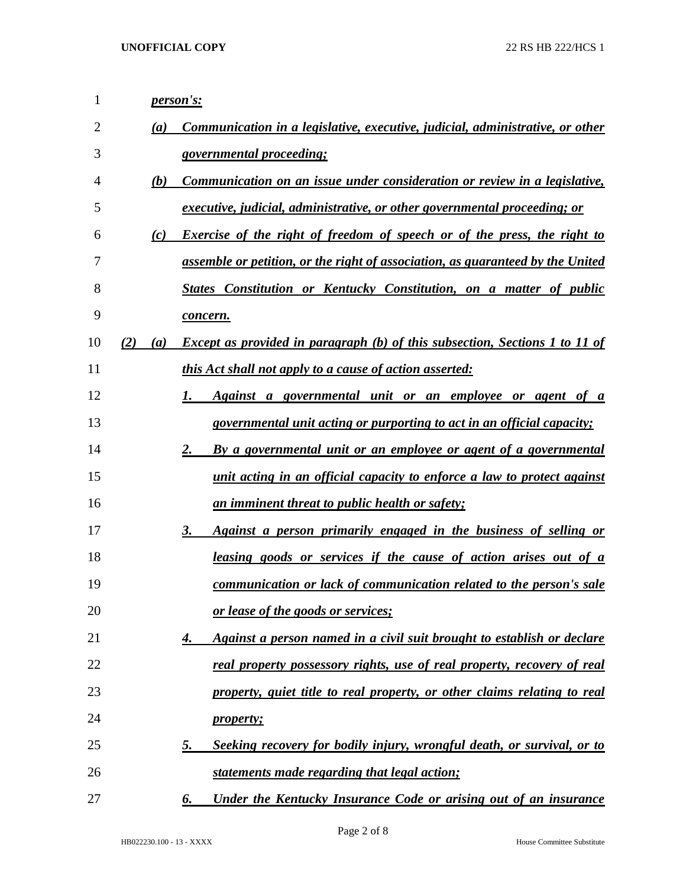*person's:*

*(a) Communication in a legislative, executive, judicial, administrative, or other governmental proceeding;*

*(b) Communication on an issue under consideration or review in a legislative, executive, judicial, administrative, or other governmental proceeding; or*

*(c) Exercise of the right of freedom of speech or of the press, the right to assemble or petition, or the right of association, as guaranteed by the United States Constitution or Kentucky Constitution, on a matter of public concern.*

*(2) (a) Except as provided in paragraph (b) of this subsection, Sections 1 to 11 of this Act shall not apply to a cause of action asserted:*

*1. Against a governmental unit or an employee or agent of a governmental unit acting or purporting to act in an official capacity;*

*2. By a governmental unit or an employee or agent of a governmental unit acting in an official capacity to enforce a law to protect against an imminent threat to public health or safety;*

*3. Against a person primarily engaged in the business of selling or leasing goods or services if the cause of action arises out of a communication or lack of communication related to the person's sale or lease of the goods or services;*

*4. Against a person named in a civil suit brought to establish or declare real property possessory rights, use of real property, recovery of real property, quiet title to real property, or other claims relating to real property;*

*5. Seeking recovery for bodily injury, wrongful death, or survival, or to statements made regarding that legal action;*

*6. Under the Kentucky Insurance Code or arising out of an insurance*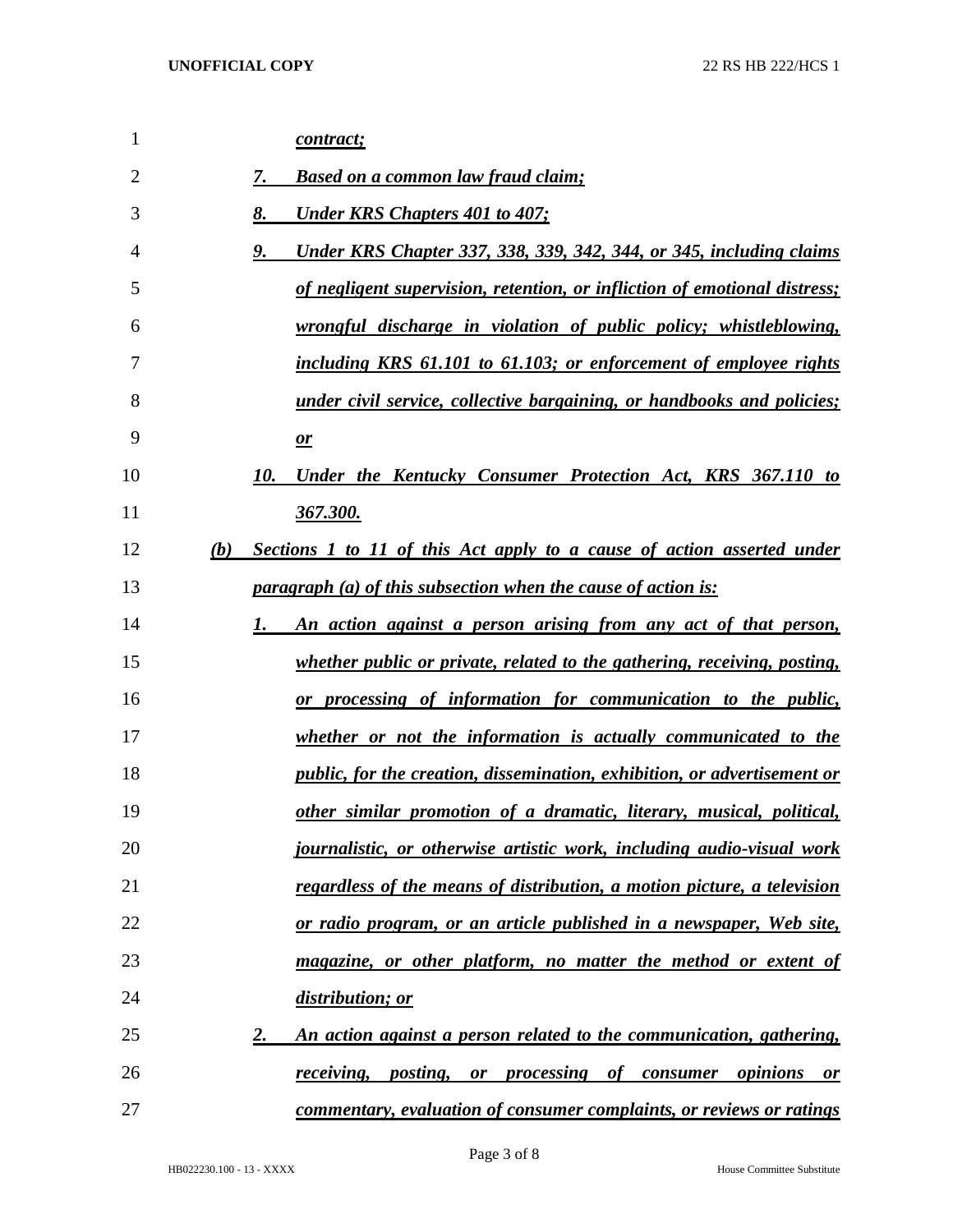*contract;*

*7. Based on a common law fraud claim;*

*8. Under KRS Chapters 401 to 407;*

*9. Under KRS Chapter 337, 338, 339, 342, 344, or 345, including claims of negligent supervision, retention, or infliction of emotional distress; wrongful discharge in violation of public policy; whistleblowing, including KRS 61.101 to 61.103; or enforcement of employee rights under civil service, collective bargaining, or handbooks and policies; or*

*10. Under the Kentucky Consumer Protection Act, KRS 367.110 to 367.300.*

*(b) Sections 1 to 11 of this Act apply to a cause of action asserted under paragraph (a) of this subsection when the cause of action is:*

*1. An action against a person arising from any act of that person, whether public or private, related to the gathering, receiving, posting, or processing of information for communication to the public, whether or not the information is actually communicated to the public, for the creation, dissemination, exhibition, or advertisement or other similar promotion of a dramatic, literary, musical, political, journalistic, or otherwise artistic work, including audio-visual work regardless of the means of distribution, a motion picture, a television or radio program, or an article published in a newspaper, Web site, magazine, or other platform, no matter the method or extent of distribution; or*

*2. An action against a person related to the communication, gathering, receiving, posting, or processing of consumer opinions or commentary, evaluation of consumer complaints, or reviews or ratings*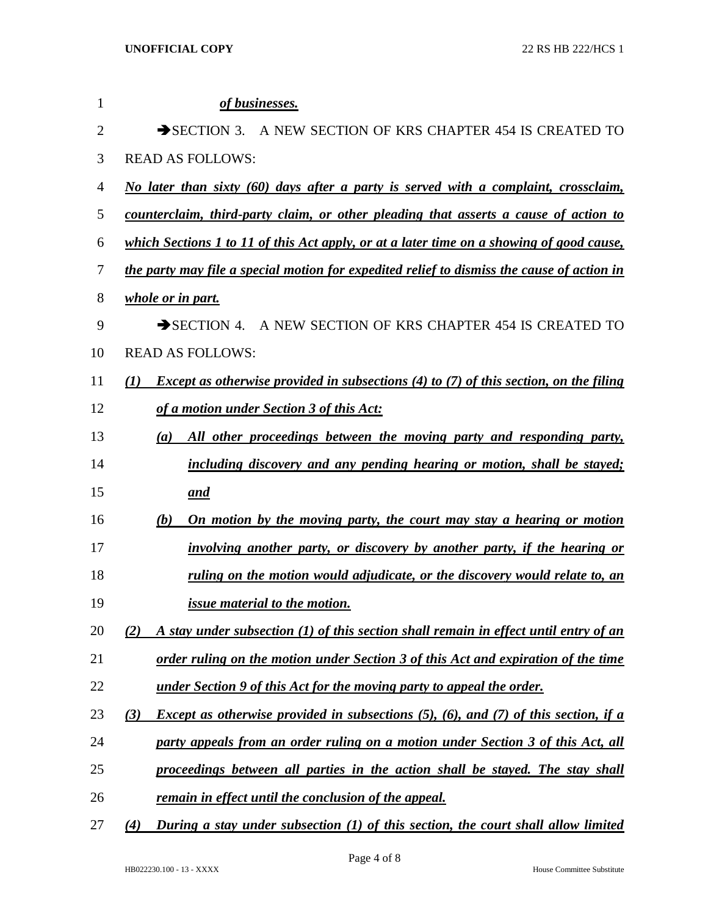*__of businesses.__*

➔SECTION 3. A NEW SECTION OF KRS CHAPTER 454 IS CREATED TO READ AS FOLLOWS:

*__No later than sixty (60) days after a party is served with a complaint, crossclaim, counterclaim, third-party claim, or other pleading that asserts a cause of action to which Sections 1 to 11 of this Act apply, or at a later time on a showing of good cause, the party may file a special motion for expedited relief to dismiss the cause of action in whole or in part.__*

➔SECTION 4. A NEW SECTION OF KRS CHAPTER 454 IS CREATED TO READ AS FOLLOWS:

*__(1) Except as otherwise provided in subsections (4) to (7) of this section, on the filing of a motion under Section 3 of this Act:__*

*__(a) All other proceedings between the moving party and responding party, including discovery and any pending hearing or motion, shall be stayed; and__*

*__(b) On motion by the moving party, the court may stay a hearing or motion involving another party, or discovery by another party, if the hearing or ruling on the motion would adjudicate, or the discovery would relate to, an issue material to the motion.__*

*__(2) A stay under subsection (1) of this section shall remain in effect until entry of an order ruling on the motion under Section 3 of this Act and expiration of the time under Section 9 of this Act for the moving party to appeal the order.__*

*__(3) Except as otherwise provided in subsections (5), (6), and (7) of this section, if a party appeals from an order ruling on a motion under Section 3 of this Act, all proceedings between all parties in the action shall be stayed. The stay shall remain in effect until the conclusion of the appeal.__*

*__(4) During a stay under subsection (1) of this section, the court shall allow limited__*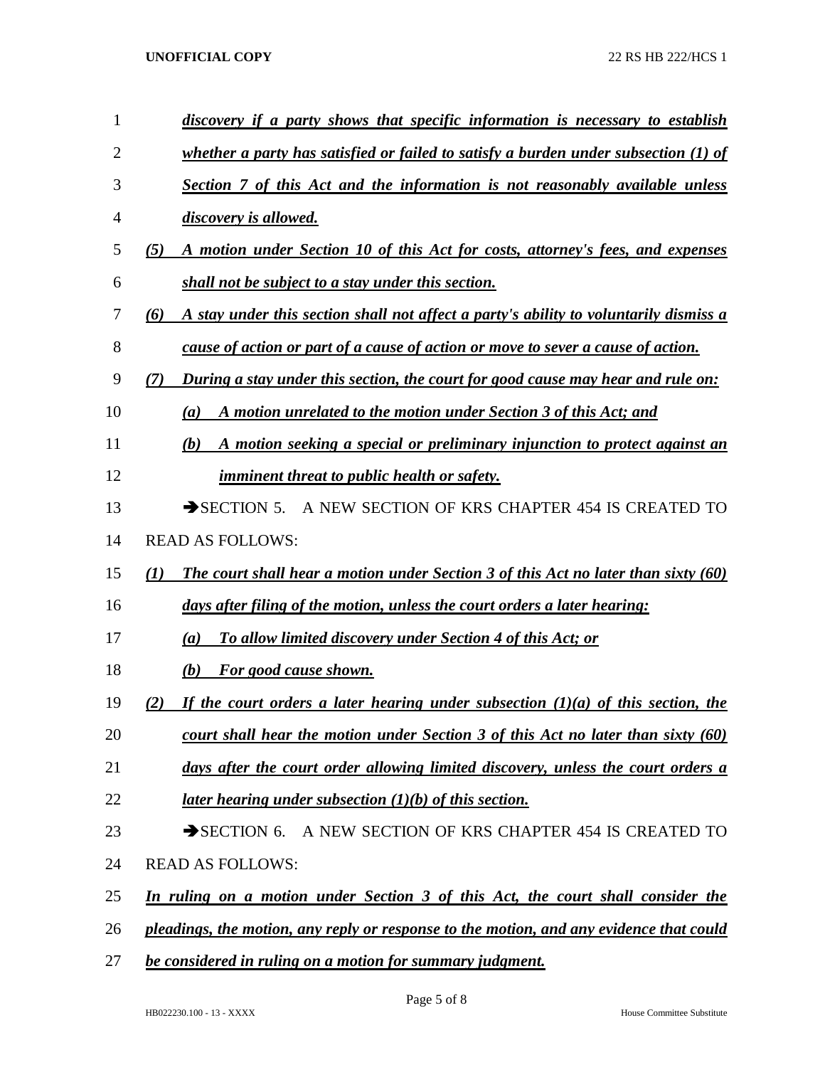*discovery if a party shows that specific information is necessary to establish whether a party has satisfied or failed to satisfy a burden under subsection (1) of Section 7 of this Act and the information is not reasonably available unless discovery is allowed.*

*(5) A motion under Section 10 of this Act for costs, attorney's fees, and expenses shall not be subject to a stay under this section.*

*(6) A stay under this section shall not affect a party's ability to voluntarily dismiss a cause of action or part of a cause of action or move to sever a cause of action.*

*(7) During a stay under this section, the court for good cause may hear and rule on:*

*(a) A motion unrelated to the motion under Section 3 of this Act; and*

*(b) A motion seeking a special or preliminary injunction to protect against an imminent threat to public health or safety.*

➔SECTION 5. A NEW SECTION OF KRS CHAPTER 454 IS CREATED TO READ AS FOLLOWS:

*(1) The court shall hear a motion under Section 3 of this Act no later than sixty (60) days after filing of the motion, unless the court orders a later hearing:*

*(a) To allow limited discovery under Section 4 of this Act; or*

*(b) For good cause shown.*

*(2) If the court orders a later hearing under subsection (1)(a) of this section, the court shall hear the motion under Section 3 of this Act no later than sixty (60) days after the court order allowing limited discovery, unless the court orders a later hearing under subsection (1)(b) of this section.*

➔SECTION 6. A NEW SECTION OF KRS CHAPTER 454 IS CREATED TO READ AS FOLLOWS:

*In ruling on a motion under Section 3 of this Act, the court shall consider the pleadings, the motion, any reply or response to the motion, and any evidence that could be considered in ruling on a motion for summary judgment.*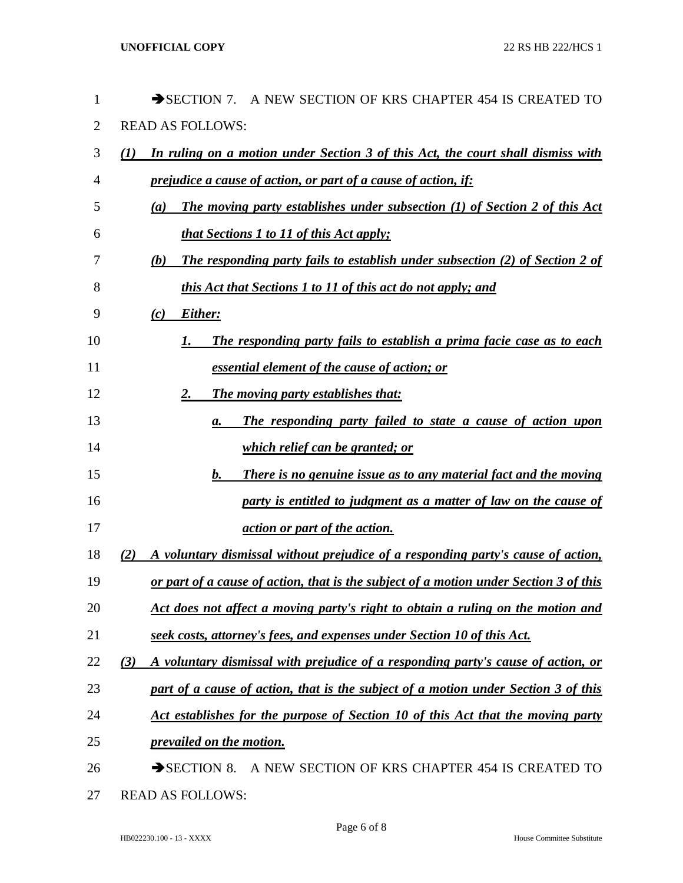→SECTION 7. A NEW SECTION OF KRS CHAPTER 454 IS CREATED TO READ AS FOLLOWS:

*(1) In ruling on a motion under Section 3 of this Act, the court shall dismiss with prejudice a cause of action, or part of a cause of action, if:*

*(a) The moving party establishes under subsection (1) of Section 2 of this Act that Sections 1 to 11 of this Act apply;*

*(b) The responding party fails to establish under subsection (2) of Section 2 of this Act that Sections 1 to 11 of this act do not apply; and*

*(c) Either:*

*1. The responding party fails to establish a prima facie case as to each essential element of the cause of action; or*

*2. The moving party establishes that:*

*a. The responding party failed to state a cause of action upon which relief can be granted; or*

*b. There is no genuine issue as to any material fact and the moving party is entitled to judgment as a matter of law on the cause of action or part of the action.*

*(2) A voluntary dismissal without prejudice of a responding party's cause of action, or part of a cause of action, that is the subject of a motion under Section 3 of this Act does not affect a moving party's right to obtain a ruling on the motion and seek costs, attorney's fees, and expenses under Section 10 of this Act.*

*(3) A voluntary dismissal with prejudice of a responding party's cause of action, or part of a cause of action, that is the subject of a motion under Section 3 of this Act establishes for the purpose of Section 10 of this Act that the moving party prevailed on the motion.*

→SECTION 8. A NEW SECTION OF KRS CHAPTER 454 IS CREATED TO READ AS FOLLOWS: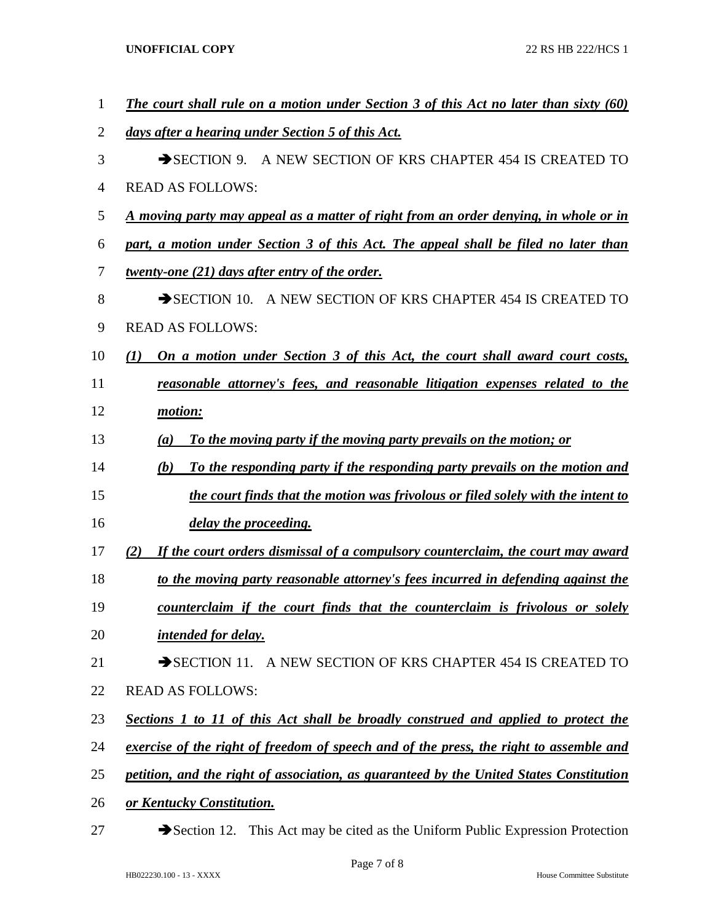***The court shall rule on a motion under Section 3 of this Act no later than sixty (60) days after a hearing under Section 5 of this Act.***

➔SECTION 9. A NEW SECTION OF KRS CHAPTER 454 IS CREATED TO READ AS FOLLOWS:

***A moving party may appeal as a matter of right from an order denying, in whole or in part, a motion under Section 3 of this Act. The appeal shall be filed no later than twenty-one (21) days after entry of the order.***

➔SECTION 10. A NEW SECTION OF KRS CHAPTER 454 IS CREATED TO READ AS FOLLOWS:

***(1) On a motion under Section 3 of this Act, the court shall award court costs, reasonable attorney's fees, and reasonable litigation expenses related to the motion:***

***(a) To the moving party if the moving party prevails on the motion; or***

***(b) To the responding party if the responding party prevails on the motion and the court finds that the motion was frivolous or filed solely with the intent to delay the proceeding.***

***(2) If the court orders dismissal of a compulsory counterclaim, the court may award to the moving party reasonable attorney's fees incurred in defending against the counterclaim if the court finds that the counterclaim is frivolous or solely intended for delay.***

➔SECTION 11. A NEW SECTION OF KRS CHAPTER 454 IS CREATED TO READ AS FOLLOWS:

***Sections 1 to 11 of this Act shall be broadly construed and applied to protect the exercise of the right of freedom of speech and of the press, the right to assemble and petition, and the right of association, as guaranteed by the United States Constitution or Kentucky Constitution.***

➔Section 12. This Act may be cited as the Uniform Public Expression Protection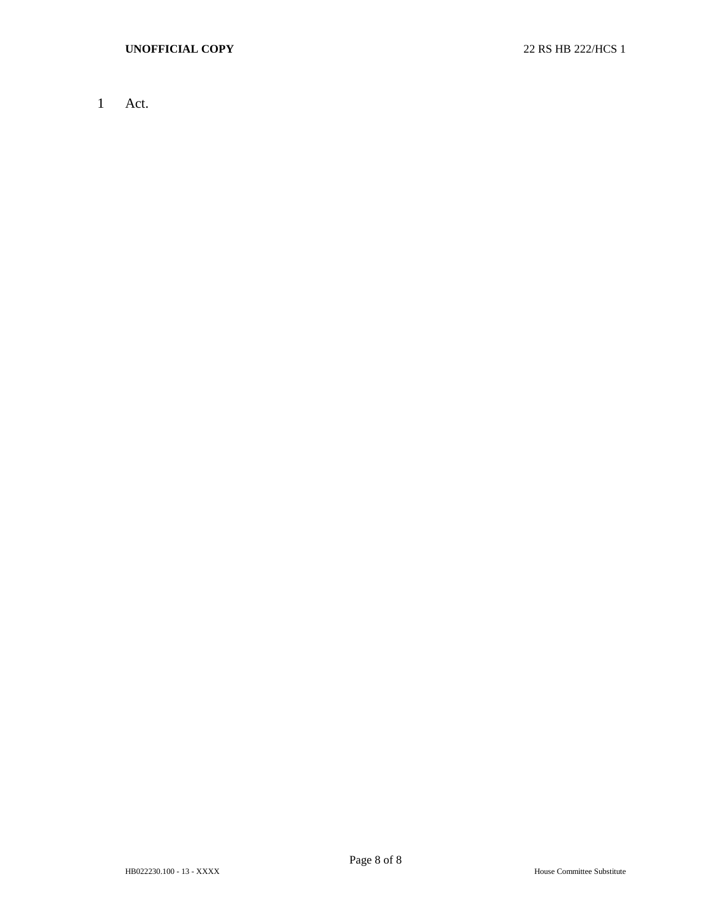Act.